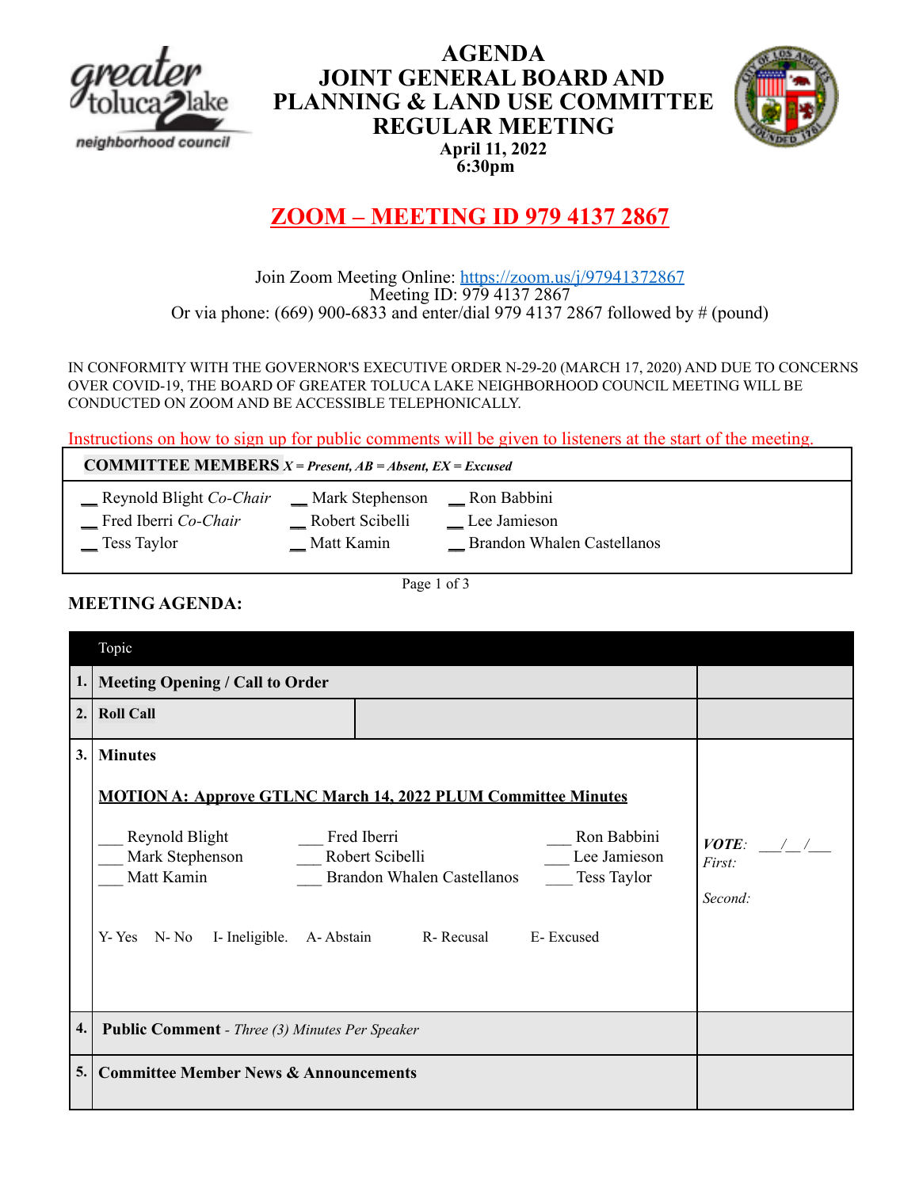# AGENDA
# JOINT GENERAL BOARD AND PLANNING & LAND USE COMMITTEE REGULAR MEETING

**April 11, 2022**
**6:30pm**

## ZOOM – MEETING ID 979 4137 2867

Join Zoom Meeting Online: https://zoom.us/j/97941372867
Meeting ID: 979 4137 2867
Or via phone: (669) 900-6833 and enter/dial 979 4137 2867 followed by # (pound)

IN CONFORMITY WITH THE GOVERNOR'S EXECUTIVE ORDER N-29-20 (MARCH 17, 2020) AND DUE TO CONCERNS OVER COVID-19, THE BOARD OF GREATER TOLUCA LAKE NEIGHBORHOOD COUNCIL MEETING WILL BE CONDUCTED ON ZOOM AND BE ACCESSIBLE TELEPHONICALLY.

Instructions on how to sign up for public comments will be given to listeners at the start of the meeting.

| **COMMITTEE MEMBERS** *X = Present, AB = Absent, EX = Excused* | | |
|---|---|---|
| __ Reynold Blight *Co-Chair* | __ Mark Stephenson | __ Ron Babbini |
| __ Fred Iberri *Co-Chair* | __ Robert Scibelli | __ Lee Jamieson |
| __ Tess Taylor | __ Matt Kamin | __ Brandon Whalen Castellanos |

**MEETING AGENDA:**

| | Topic | |
|---|---|---|
| **1.** | **Meeting Opening / Call to Order** | |
| **2.** | **Roll Call** | |
| **3.** | **Minutes**<br><br>**MOTION A: Approve GTLNC March 14, 2022 PLUM Committee Minutes**<br><br>___ Reynold Blight ___ Fred Iberri ___ Ron Babbini<br>___ Mark Stephenson ___ Robert Scibelli ___ Lee Jamieson<br>___ Matt Kamin ___ Brandon Whalen Castellanos ___ Tess Taylor<br><br>Y- Yes N- No I- Ineligible. A- Abstain R- Recusal E- Excused | ***VOTE***: ___/__/___<br>*First:*<br><br>*Second:* |
| **4.** | **Public Comment** - *Three (3) Minutes Per Speaker* | |
| **5.** | **Committee Member News & Announcements** | |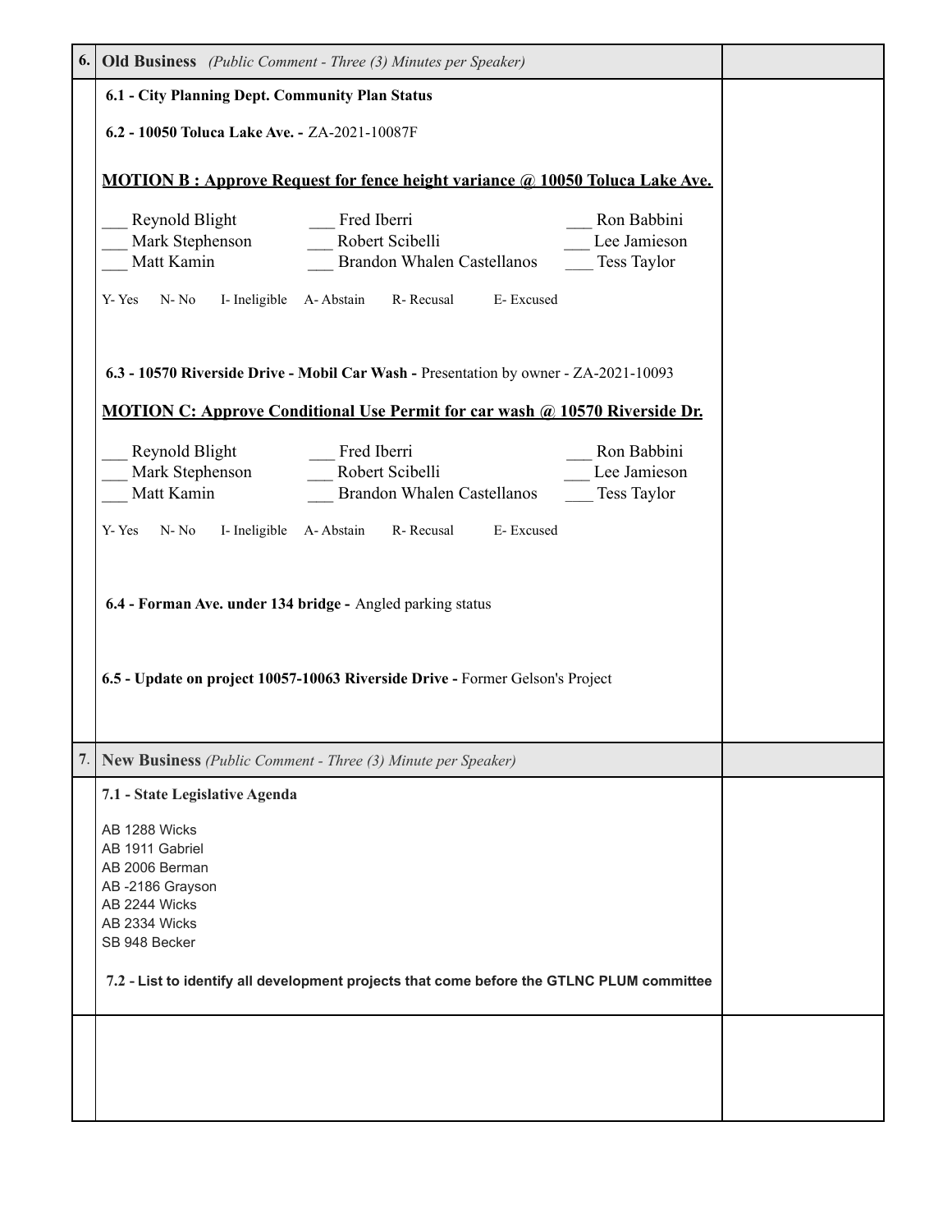| 6. | **Old Business** *(Public Comment - Three (3) Minutes per Speaker)* | |
|---|---|---|

**6.1 - City Planning Dept. Community Plan Status**

**6.2 - 10050 Toluca Lake Ave. -** ZA-2021-10087F

**MOTION B : Approve Request for fence height variance @ 10050 Toluca Lake Ave.**

___ Reynold Blight ___ Fred Iberri ___ Ron Babbini
___ Mark Stephenson ___ Robert Scibelli ___ Lee Jamieson
___ Matt Kamin ___ Brandon Whalen Castellanos ___ Tess Taylor

Y- Yes N- No I- Ineligible A- Abstain R- Recusal E- Excused

**6.3 - 10570 Riverside Drive - Mobil Car Wash -** Presentation by owner - ZA-2021-10093

**MOTION C: Approve Conditional Use Permit for car wash @ 10570 Riverside Dr.**

___ Reynold Blight ___ Fred Iberri ___ Ron Babbini
___ Mark Stephenson ___ Robert Scibelli ___ Lee Jamieson
___ Matt Kamin ___ Brandon Whalen Castellanos ___ Tess Taylor

Y- Yes N- No I- Ineligible A- Abstain R- Recusal E- Excused

**6.4 - Forman Ave. under 134 bridge -** Angled parking status

**6.5 - Update on project 10057-10063 Riverside Drive -** Former Gelson's Project

| 7. | **New Business** *(Public Comment - Three (3) Minute per Speaker)* | |
|---|---|---|

**7.1 - State Legislative Agenda**

AB 1288 Wicks
AB 1911 Gabriel
AB 2006 Berman
AB -2186 Grayson
AB 2244 Wicks
AB 2334 Wicks
SB 948 Becker

**7.2 - List to identify all development projects that come before the GTLNC PLUM committee**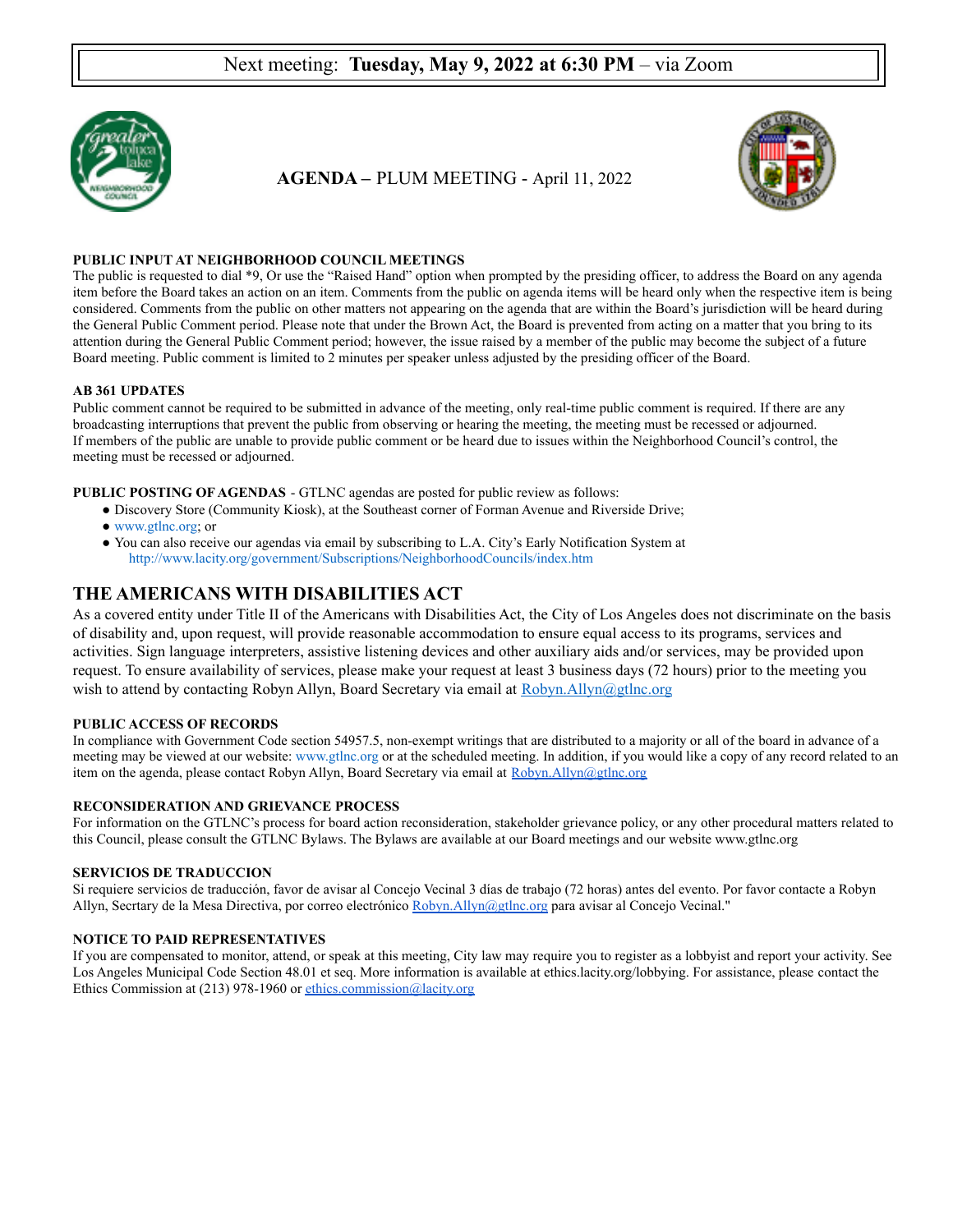Next meeting: **Tuesday, May 9, 2022 at 6:30 PM** – via Zoom

**AGENDA** – PLUM MEETING - April 11, 2022

**PUBLIC INPUT AT NEIGHBORHOOD COUNCIL MEETINGS**
The public is requested to dial *9, Or use the "Raised Hand" option when prompted by the presiding officer, to address the Board on any agenda item before the Board takes an action on an item. Comments from the public on agenda items will be heard only when the respective item is being considered. Comments from the public on other matters not appearing on the agenda that are within the Board's jurisdiction will be heard during the General Public Comment period. Please note that under the Brown Act, the Board is prevented from acting on a matter that you bring to its attention during the General Public Comment period; however, the issue raised by a member of the public may become the subject of a future Board meeting. Public comment is limited to 2 minutes per speaker unless adjusted by the presiding officer of the Board.

**AB 361 UPDATES**
Public comment cannot be required to be submitted in advance of the meeting, only real-time public comment is required. If there are any broadcasting interruptions that prevent the public from observing or hearing the meeting, the meeting must be recessed or adjourned. If members of the public are unable to provide public comment or be heard due to issues within the Neighborhood Council's control, the meeting must be recessed or adjourned.

**PUBLIC POSTING OF AGENDAS** - GTLNC agendas are posted for public review as follows:

- Discovery Store (Community Kiosk), at the Southeast corner of Forman Avenue and Riverside Drive;
- www.gtlnc.org; or
- You can also receive our agendas via email by subscribing to L.A. City's Early Notification System at http://www.lacity.org/government/Subscriptions/NeighborhoodCouncils/index.htm

## THE AMERICANS WITH DISABILITIES ACT

As a covered entity under Title II of the Americans with Disabilities Act, the City of Los Angeles does not discriminate on the basis of disability and, upon request, will provide reasonable accommodation to ensure equal access to its programs, services and activities. Sign language interpreters, assistive listening devices and other auxiliary aids and/or services, may be provided upon request. To ensure availability of services, please make your request at least 3 business days (72 hours) prior to the meeting you wish to attend by contacting Robyn Allyn, Board Secretary via email at Robyn.Allyn@gtlnc.org

**PUBLIC ACCESS OF RECORDS**
In compliance with Government Code section 54957.5, non-exempt writings that are distributed to a majority or all of the board in advance of a meeting may be viewed at our website: www.gtlnc.org or at the scheduled meeting. In addition, if you would like a copy of any record related to an item on the agenda, please contact Robyn Allyn, Board Secretary via email at Robyn.Allyn@gtlnc.org

**RECONSIDERATION AND GRIEVANCE PROCESS**
For information on the GTLNC's process for board action reconsideration, stakeholder grievance policy, or any other procedural matters related to this Council, please consult the GTLNC Bylaws. The Bylaws are available at our Board meetings and our website www.gtlnc.org

**SERVICIOS DE TRADUCCION**
Si requiere servicios de traducción, favor de avisar al Concejo Vecinal 3 días de trabajo (72 horas) antes del evento. Por favor contacte a Robyn Allyn, Secrtary de la Mesa Directiva, por correo electrónico Robyn.Allyn@gtlnc.org para avisar al Concejo Vecinal."

**NOTICE TO PAID REPRESENTATIVES**
If you are compensated to monitor, attend, or speak at this meeting, City law may require you to register as a lobbyist and report your activity. See Los Angeles Municipal Code Section 48.01 et seq. More information is available at ethics.lacity.org/lobbying. For assistance, please contact the Ethics Commission at (213) 978-1960 or ethics.commission@lacity.org